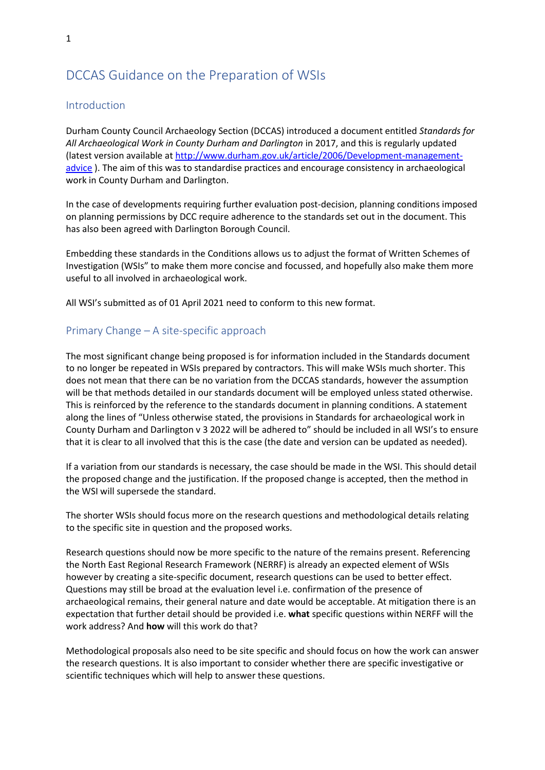# DCCAS Guidance on the Preparation of WSIs

## Introduction

Durham County Council Archaeology Section (DCCAS) introduced a document entitled *Standards for All Archaeological Work in County Durham and Darlington* in 2017, and this is regularly updated (latest version available at [http://www.durham.gov.uk/article/2006/Development-management-advice](http://www.durham.gov.uk/article/2006/Development-management-advice) ). The aim of this was to standardise practices and encourage consistency in archaeological work in County Durham and Darlington.

In the case of developments requiring further evaluation post-decision, planning conditions imposed on planning permissions by DCC require adherence to the standards set out in the document. This has also been agreed with Darlington Borough Council.

Embedding these standards in the Conditions allows us to adjust the format of Written Schemes of Investigation (WSIs" to make them more concise and focussed, and hopefully also make them more useful to all involved in archaeological work.

All WSI's submitted as of 01 April 2021 need to conform to this new format.

## Primary Change – A site-specific approach

The most significant change being proposed is for information included in the Standards document to no longer be repeated in WSIs prepared by contractors. This will make WSIs much shorter. This does not mean that there can be no variation from the DCCAS standards, however the assumption will be that methods detailed in our standards document will be employed unless stated otherwise. This is reinforced by the reference to the standards document in planning conditions. A statement along the lines of "Unless otherwise stated, the provisions in Standards for archaeological work in County Durham and Darlington v 3 2022 will be adhered to" should be included in all WSI's to ensure that it is clear to all involved that this is the case (the date and version can be updated as needed).

If a variation from our standards is necessary, the case should be made in the WSI. This should detail the proposed change and the justification. If the proposed change is accepted, then the method in the WSI will supersede the standard.

The shorter WSIs should focus more on the research questions and methodological details relating to the specific site in question and the proposed works.

Research questions should now be more specific to the nature of the remains present. Referencing the North East Regional Research Framework (NERRF) is already an expected element of WSIs however by creating a site-specific document, research questions can be used to better effect. Questions may still be broad at the evaluation level i.e. confirmation of the presence of archaeological remains, their general nature and date would be acceptable. At mitigation there is an expectation that further detail should be provided i.e. **what** specific questions within NERFF will the work address? And **how** will this work do that?

Methodological proposals also need to be site specific and should focus on how the work can answer the research questions. It is also important to consider whether there are specific investigative or scientific techniques which will help to answer these questions.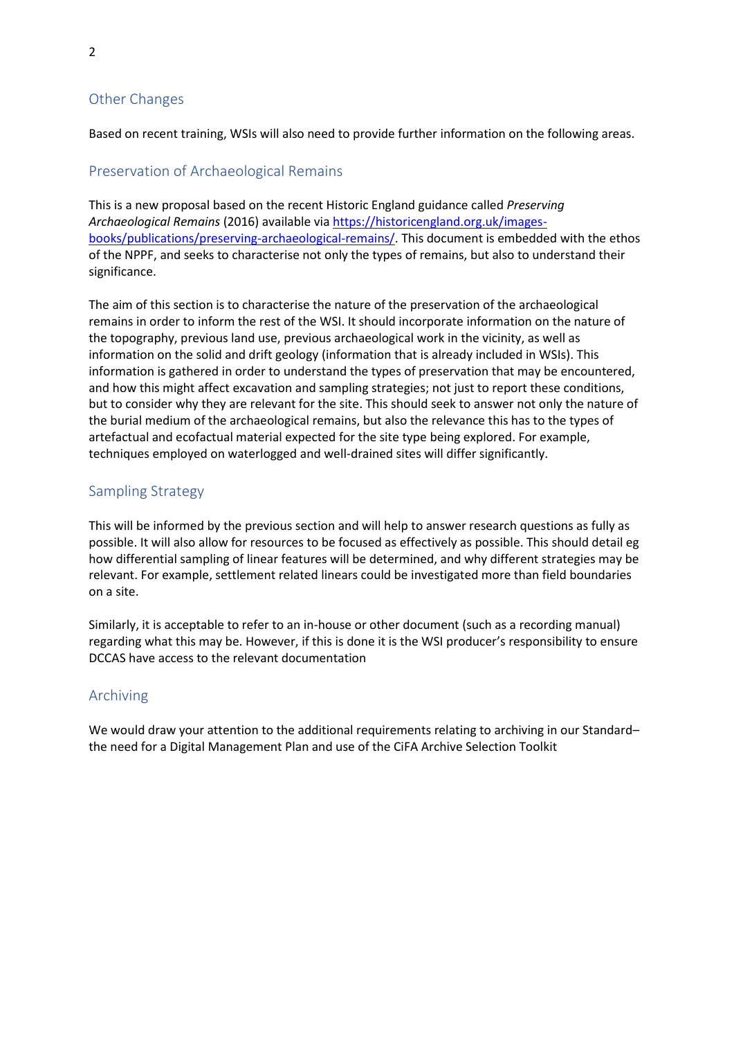## Other Changes

Based on recent training, WSIs will also need to provide further information on the following areas.

## Preservation of Archaeological Remains

This is a new proposal based on the recent Historic England guidance called *Preserving Archaeological Remains* (2016) available via [https://historicengland.org.uk/images-books/publications/preserving-archaeological-remains/](https://historicengland.org.uk/images-books/publications/preserving-archaeological-remains/). This document is embedded with the ethos of the NPPF, and seeks to characterise not only the types of remains, but also to understand their significance.

The aim of this section is to characterise the nature of the preservation of the archaeological remains in order to inform the rest of the WSI. It should incorporate information on the nature of the topography, previous land use, previous archaeological work in the vicinity, as well as information on the solid and drift geology (information that is already included in WSIs). This information is gathered in order to understand the types of preservation that may be encountered, and how this might affect excavation and sampling strategies; not just to report these conditions, but to consider why they are relevant for the site. This should seek to answer not only the nature of the burial medium of the archaeological remains, but also the relevance this has to the types of artefactual and ecofactual material expected for the site type being explored. For example, techniques employed on waterlogged and well-drained sites will differ significantly.

## Sampling Strategy

This will be informed by the previous section and will help to answer research questions as fully as possible. It will also allow for resources to be focused as effectively as possible. This should detail eg how differential sampling of linear features will be determined, and why different strategies may be relevant. For example, settlement related linears could be investigated more than field boundaries on a site.

Similarly, it is acceptable to refer to an in-house or other document (such as a recording manual) regarding what this may be. However, if this is done it is the WSI producer's responsibility to ensure DCCAS have access to the relevant documentation

## Archiving

We would draw your attention to the additional requirements relating to archiving in our Standard– the need for a Digital Management Plan and use of the CiFA Archive Selection Toolkit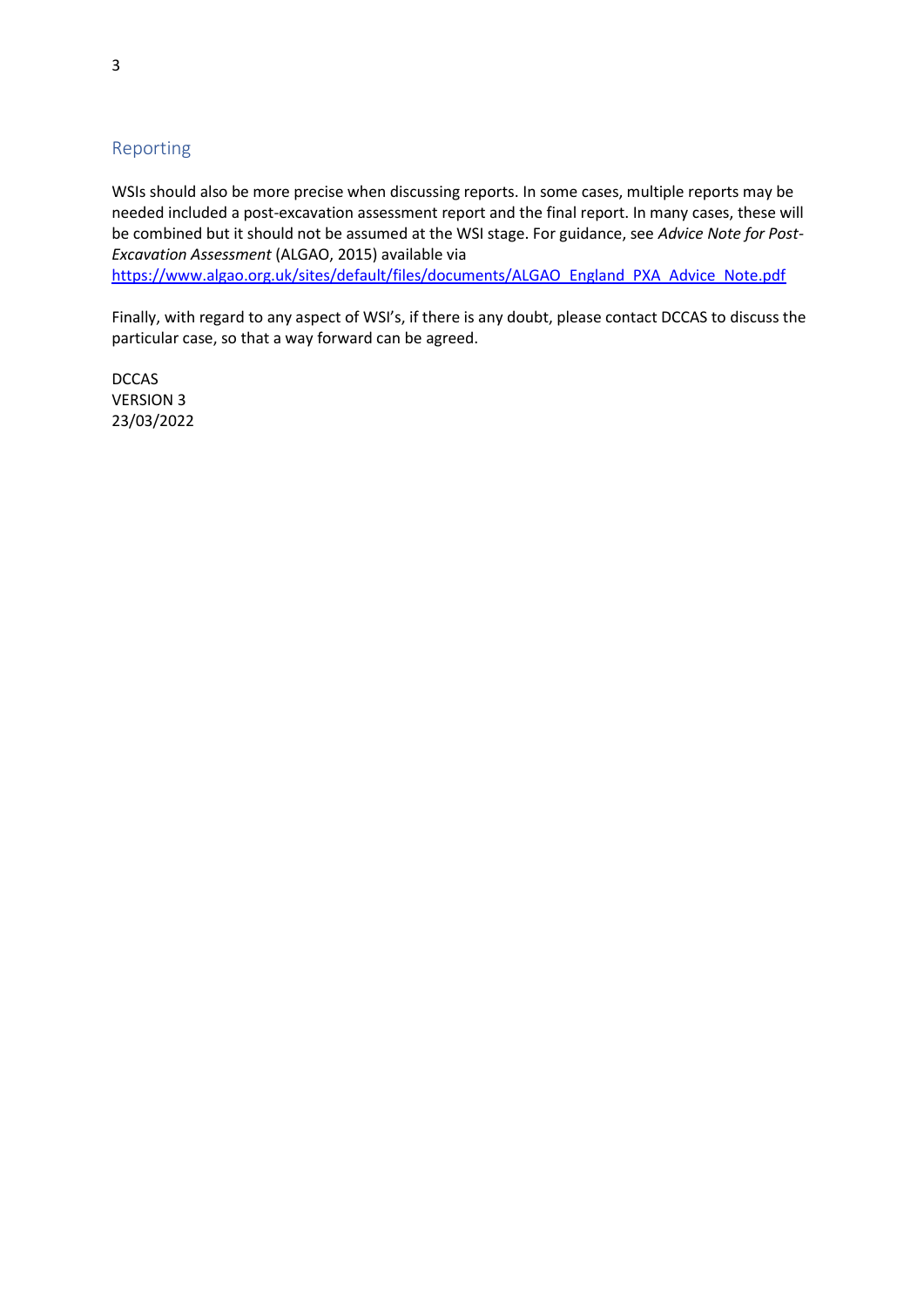## Reporting

WSIs should also be more precise when discussing reports. In some cases, multiple reports may be needed included a post-excavation assessment report and the final report. In many cases, these will be combined but it should not be assumed at the WSI stage. For guidance, see *Advice Note for Post-Excavation Assessment* (ALGAO, 2015) available via [https://www.algao.org.uk/sites/default/files/documents/ALGAO_England_PXA_Advice_Note.pdf](https://www.algao.org.uk/sites/default/files/documents/ALGAO_England_PXA_Advice_Note.pdf)

Finally, with regard to any aspect of WSI's, if there is any doubt, please contact DCCAS to discuss the particular case, so that a way forward can be agreed.

DCCAS
VERSION 3
23/03/2022